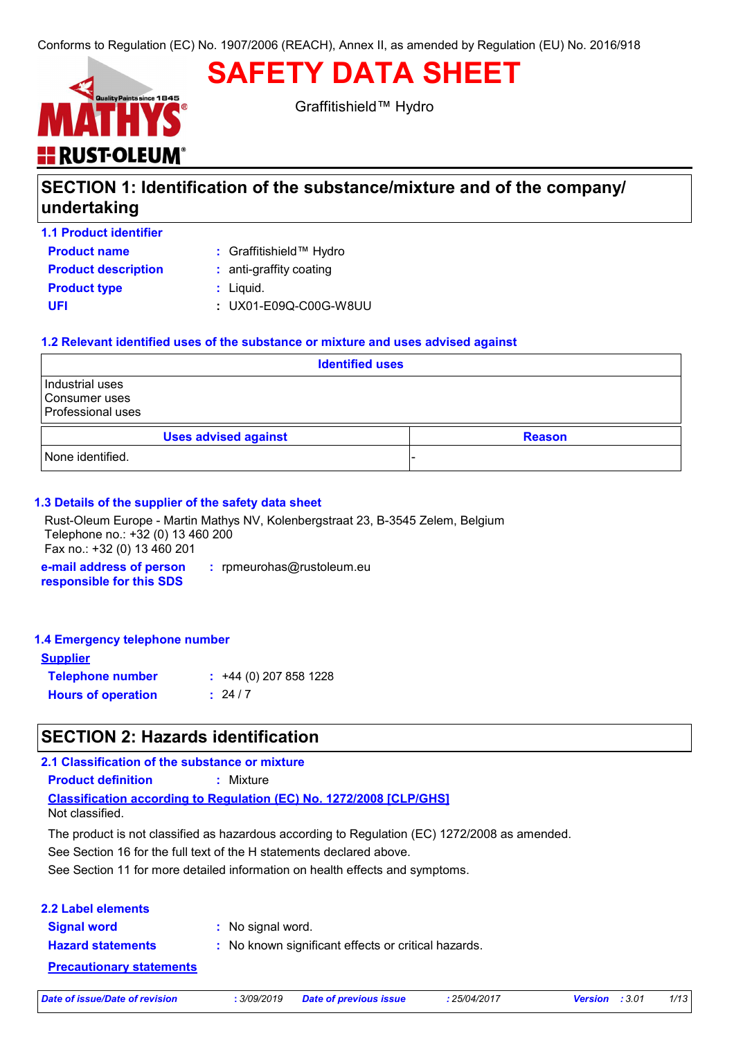Conforms to Regulation (EC) No. 1907/2006 (REACH), Annex II, as amended by Regulation (EU) No. 2016/918

# SAFETY DATA SHEET

Graffitishield™ Hydro

## SECTION 1: Identification of the substance/mixture and of the company/undertaking

### 1.1 Product identifier

**Product name** : Graffitishield™ Hydro

**Product description** : anti-graffity coating

**Product type** : Liquid.

**UFI** : UX01-E09Q-C00G-W8UU

### 1.2 Relevant identified uses of the substance or mixture and uses advised against

| Identified uses |
|---|
| Industrial uses<br>Consumer uses<br>Professional uses |

| Uses advised against | Reason |
|---|---|
| None identified. | - |

### 1.3 Details of the supplier of the safety data sheet

Rust-Oleum Europe - Martin Mathys NV, Kolenbergstraat 23, B-3545 Zelem, Belgium
Telephone no.: +32 (0) 13 460 200
Fax no.: +32 (0) 13 460 201

**e-mail address of person responsible for this SDS** : rpmeurohas@rustoleum.eu

### 1.4 Emergency telephone number

**Supplier**

**Telephone number** : +44 (0) 207 858 1228

**Hours of operation** : 24 / 7

## SECTION 2: Hazards identification

### 2.1 Classification of the substance or mixture

**Product definition** : Mixture

**Classification according to Regulation (EC) No. 1272/2008 [CLP/GHS]**

Not classified.

The product is not classified as hazardous according to Regulation (EC) 1272/2008 as amended.

See Section 16 for the full text of the H statements declared above.

See Section 11 for more detailed information on health effects and symptoms.

### 2.2 Label elements

**Signal word** : No signal word.

**Hazard statements** : No known significant effects or critical hazards.

**Precautionary statements**

*Date of issue/Date of revision* : 3/09/2019 *Date of previous issue* : 25/04/2017 *Version* : 3.01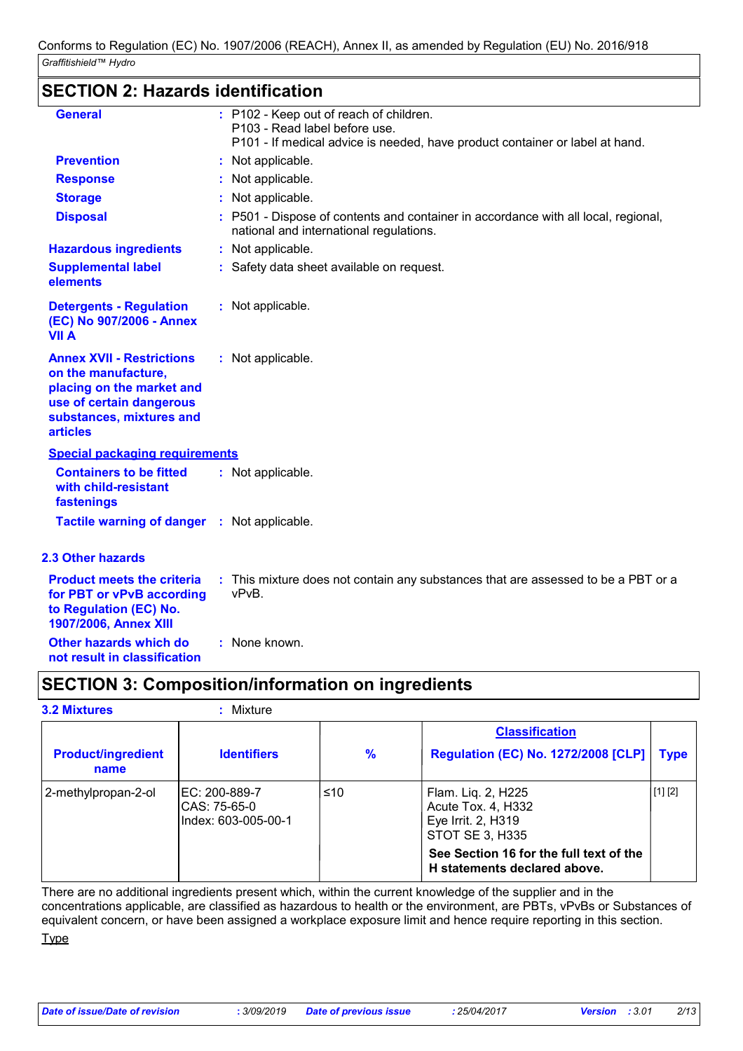## SECTION 2: Hazards identification

**General** : P102 - Keep out of reach of children.
P103 - Read label before use.
P101 - If medical advice is needed, have product container or label at hand.

**Prevention** : Not applicable.

**Response** : Not applicable.

**Storage** : Not applicable.

**Disposal** : P501 - Dispose of contents and container in accordance with all local, regional, national and international regulations.

**Hazardous ingredients** : Not applicable.

**Supplemental label elements** : Safety data sheet available on request.

**Detergents - Regulation (EC) No 907/2006 - Annex VII A** : Not applicable.

**Annex XVII - Restrictions on the manufacture, placing on the market and use of certain dangerous substances, mixtures and articles** : Not applicable.

**Special packaging requirements**

**Containers to be fitted with child-resistant fastenings** : Not applicable.

**Tactile warning of danger** : Not applicable.

### 2.3 Other hazards

**Product meets the criteria for PBT or vPvB according to Regulation (EC) No. 1907/2006, Annex XIII** : This mixture does not contain any substances that are assessed to be a PBT or a vPvB.

**Other hazards which do not result in classification** : None known.

## SECTION 3: Composition/information on ingredients

**3.2 Mixtures** : Mixture

| Product/ingredient name | Identifiers | % | Classification<br>Regulation (EC) No. 1272/2008 [CLP] | Type |
|---|---|---|---|---|
| 2-methylpropan-2-ol | EC: 200-889-7<br>CAS: 75-65-0<br>Index: 603-005-00-1 | ≤10 | Flam. Liq. 2, H225<br>Acute Tox. 4, H332<br>Eye Irrit. 2, H319<br>STOT SE 3, H335<br>**See Section 16 for the full text of the H statements declared above.** | [1] [2] |

There are no additional ingredients present which, within the current knowledge of the supplier and in the concentrations applicable, are classified as hazardous to health or the environment, are PBTs, vPvBs or Substances of equivalent concern, or have been assigned a workplace exposure limit and hence require reporting in this section.

Type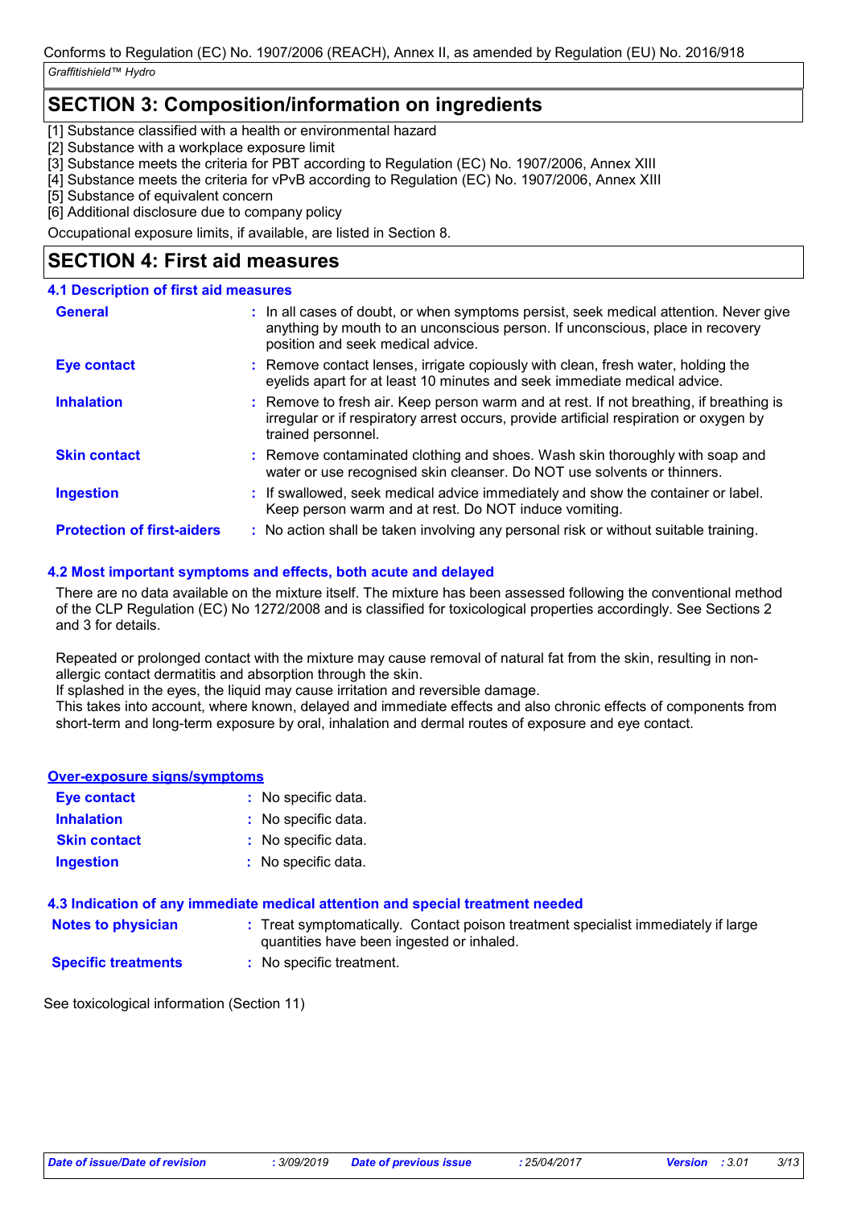## SECTION 3: Composition/information on ingredients

[1] Substance classified with a health or environmental hazard
[2] Substance with a workplace exposure limit
[3] Substance meets the criteria for PBT according to Regulation (EC) No. 1907/2006, Annex XIII
[4] Substance meets the criteria for vPvB according to Regulation (EC) No. 1907/2006, Annex XIII
[5] Substance of equivalent concern
[6] Additional disclosure due to company policy

Occupational exposure limits, if available, are listed in Section 8.

## SECTION 4: First aid measures

### 4.1 Description of first aid measures

**General** : In all cases of doubt, or when symptoms persist, seek medical attention. Never give anything by mouth to an unconscious person. If unconscious, place in recovery position and seek medical advice.

**Eye contact** : Remove contact lenses, irrigate copiously with clean, fresh water, holding the eyelids apart for at least 10 minutes and seek immediate medical advice.

**Inhalation** : Remove to fresh air. Keep person warm and at rest. If not breathing, if breathing is irregular or if respiratory arrest occurs, provide artificial respiration or oxygen by trained personnel.

**Skin contact** : Remove contaminated clothing and shoes. Wash skin thoroughly with soap and water or use recognised skin cleanser. Do NOT use solvents or thinners.

**Ingestion** : If swallowed, seek medical advice immediately and show the container or label. Keep person warm and at rest. Do NOT induce vomiting.

**Protection of first-aiders** : No action shall be taken involving any personal risk or without suitable training.

### 4.2 Most important symptoms and effects, both acute and delayed

There are no data available on the mixture itself. The mixture has been assessed following the conventional method of the CLP Regulation (EC) No 1272/2008 and is classified for toxicological properties accordingly. See Sections 2 and 3 for details.

Repeated or prolonged contact with the mixture may cause removal of natural fat from the skin, resulting in non-allergic contact dermatitis and absorption through the skin.
If splashed in the eyes, the liquid may cause irritation and reversible damage.
This takes into account, where known, delayed and immediate effects and also chronic effects of components from short-term and long-term exposure by oral, inhalation and dermal routes of exposure and eye contact.

#### Over-exposure signs/symptoms

**Eye contact** : No specific data.

**Inhalation** : No specific data.

**Skin contact** : No specific data.

**Ingestion** : No specific data.

### 4.3 Indication of any immediate medical attention and special treatment needed

**Notes to physician** : Treat symptomatically. Contact poison treatment specialist immediately if large quantities have been ingested or inhaled.

**Specific treatments** : No specific treatment.

See toxicological information (Section 11)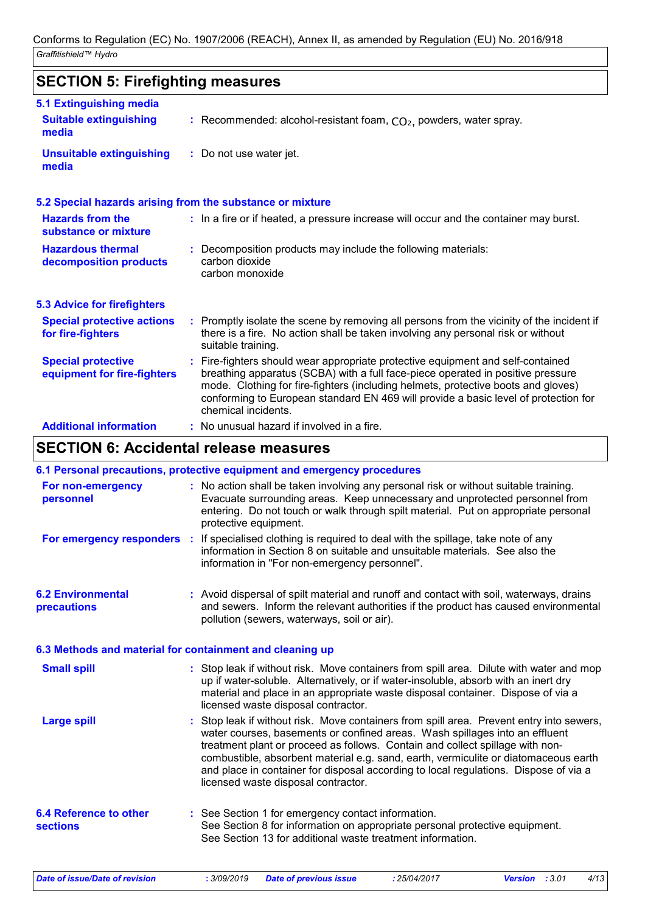## SECTION 5: Firefighting measures

### 5.1 Extinguishing media

**Suitable extinguishing media** : Recommended: alcohol-resistant foam, $CO_2$, powders, water spray.

**Unsuitable extinguishing media** : Do not use water jet.

### 5.2 Special hazards arising from the substance or mixture

**Hazards from the substance or mixture** : In a fire or if heated, a pressure increase will occur and the container may burst.

**Hazardous thermal decomposition products** : Decomposition products may include the following materials:
carbon dioxide
carbon monoxide

### 5.3 Advice for firefighters

**Special protective actions for fire-fighters** : Promptly isolate the scene by removing all persons from the vicinity of the incident if there is a fire. No action shall be taken involving any personal risk or without suitable training.

**Special protective equipment for fire-fighters** : Fire-fighters should wear appropriate protective equipment and self-contained breathing apparatus (SCBA) with a full face-piece operated in positive pressure mode. Clothing for fire-fighters (including helmets, protective boots and gloves) conforming to European standard EN 469 will provide a basic level of protection for chemical incidents.

**Additional information** : No unusual hazard if involved in a fire.

## SECTION 6: Accidental release measures

### 6.1 Personal precautions, protective equipment and emergency procedures

**For non-emergency personnel** : No action shall be taken involving any personal risk or without suitable training. Evacuate surrounding areas. Keep unnecessary and unprotected personnel from entering. Do not touch or walk through spilt material. Put on appropriate personal protective equipment.

**For emergency responders** : If specialised clothing is required to deal with the spillage, take note of any information in Section 8 on suitable and unsuitable materials. See also the information in "For non-emergency personnel".

### 6.2 Environmental precautions

: Avoid dispersal of spilt material and runoff and contact with soil, waterways, drains and sewers. Inform the relevant authorities if the product has caused environmental pollution (sewers, waterways, soil or air).

### 6.3 Methods and material for containment and cleaning up

**Small spill** : Stop leak if without risk. Move containers from spill area. Dilute with water and mop up if water-soluble. Alternatively, or if water-insoluble, absorb with an inert dry material and place in an appropriate waste disposal container. Dispose of via a licensed waste disposal contractor.

**Large spill** : Stop leak if without risk. Move containers from spill area. Prevent entry into sewers, water courses, basements or confined areas. Wash spillages into an effluent treatment plant or proceed as follows. Contain and collect spillage with non-combustible, absorbent material e.g. sand, earth, vermiculite or diatomaceous earth and place in container for disposal according to local regulations. Dispose of via a licensed waste disposal contractor.

### 6.4 Reference to other sections

: See Section 1 for emergency contact information.
See Section 8 for information on appropriate personal protective equipment.
See Section 13 for additional waste treatment information.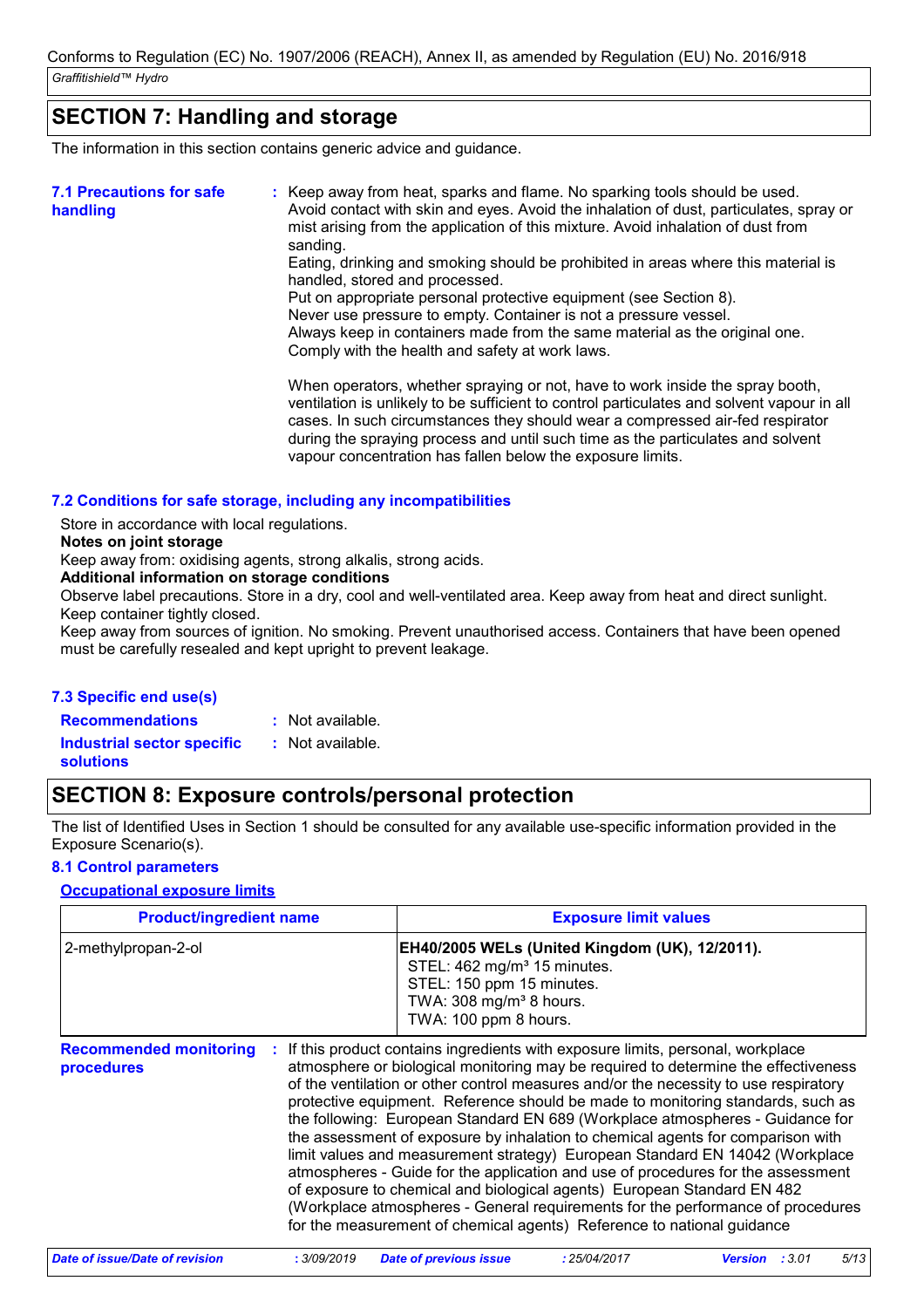## SECTION 7: Handling and storage

The information in this section contains generic advice and guidance.

**7.1 Precautions for safe handling**: Keep away from heat, sparks and flame. No sparking tools should be used. Avoid contact with skin and eyes. Avoid the inhalation of dust, particulates, spray or mist arising from the application of this mixture. Avoid inhalation of dust from sanding.
Eating, drinking and smoking should be prohibited in areas where this material is handled, stored and processed.
Put on appropriate personal protective equipment (see Section 8).
Never use pressure to empty. Container is not a pressure vessel.
Always keep in containers made from the same material as the original one.
Comply with the health and safety at work laws.

When operators, whether spraying or not, have to work inside the spray booth, ventilation is unlikely to be sufficient to control particulates and solvent vapour in all cases. In such circumstances they should wear a compressed air-fed respirator during the spraying process and until such time as the particulates and solvent vapour concentration has fallen below the exposure limits.

### 7.2 Conditions for safe storage, including any incompatibilities

Store in accordance with local regulations.

**Notes on joint storage**

Keep away from: oxidising agents, strong alkalis, strong acids.

**Additional information on storage conditions**

Observe label precautions. Store in a dry, cool and well-ventilated area. Keep away from heat and direct sunlight. Keep container tightly closed.
Keep away from sources of ignition. No smoking. Prevent unauthorised access. Containers that have been opened must be carefully resealed and kept upright to prevent leakage.

### 7.3 Specific end use(s)

**Recommendations**: Not available.

**Industrial sector specific solutions**: Not available.

## SECTION 8: Exposure controls/personal protection

The list of Identified Uses in Section 1 should be consulted for any available use-specific information provided in the Exposure Scenario(s).

### 8.1 Control parameters

**Occupational exposure limits**

| Product/ingredient name | Exposure limit values |
|---|---|
| 2-methylpropan-2-ol | **EH40/2005 WELs (United Kingdom (UK), 12/2011).** STEL: 462 mg/m³ 15 minutes. STEL: 150 ppm 15 minutes. TWA: 308 mg/m³ 8 hours. TWA: 100 ppm 8 hours. |

**Recommended monitoring procedures**: If this product contains ingredients with exposure limits, personal, workplace atmosphere or biological monitoring may be required to determine the effectiveness of the ventilation or other control measures and/or the necessity to use respiratory protective equipment. Reference should be made to monitoring standards, such as the following: European Standard EN 689 (Workplace atmospheres - Guidance for the assessment of exposure by inhalation to chemical agents for comparison with limit values and measurement strategy) European Standard EN 14042 (Workplace atmospheres - Guide for the application and use of procedures for the assessment of exposure to chemical and biological agents) European Standard EN 482 (Workplace atmospheres - General requirements for the performance of procedures for the measurement of chemical agents) Reference to national guidance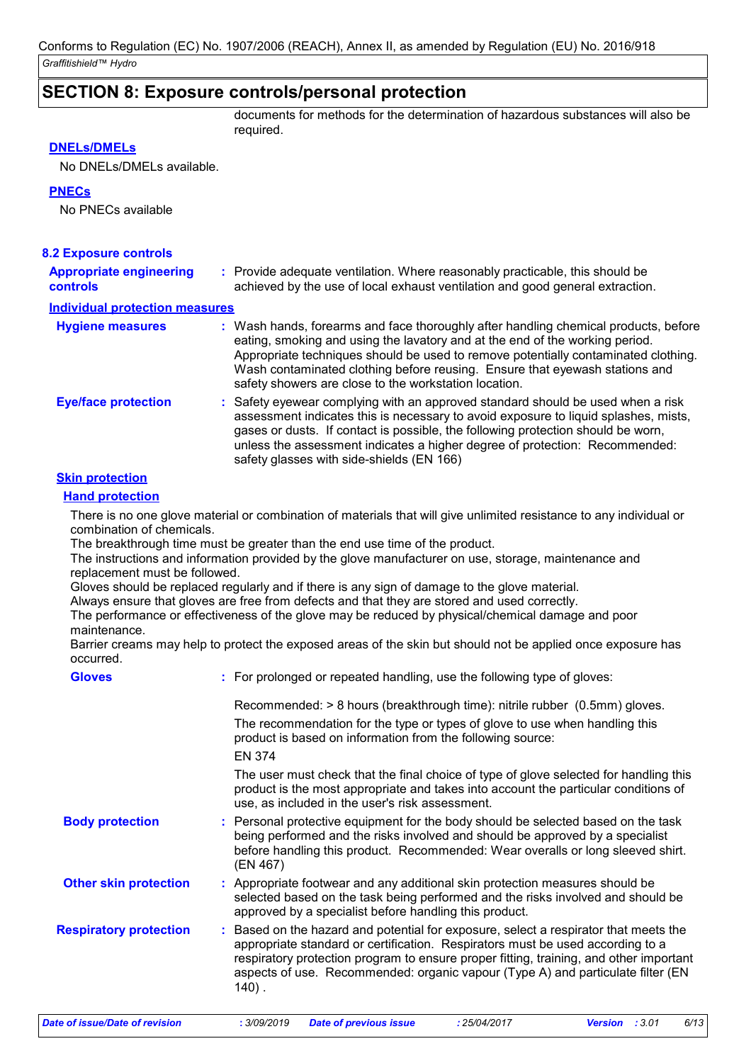## SECTION 8: Exposure controls/personal protection

documents for methods for the determination of hazardous substances will also be required.

**DNELs/DMELs**

No DNELs/DMELs available.

**PNECs**

No PNECs available

### 8.2 Exposure controls

**Appropriate engineering controls** : Provide adequate ventilation. Where reasonably practicable, this should be achieved by the use of local exhaust ventilation and good general extraction.

**Individual protection measures**

**Hygiene measures** : Wash hands, forearms and face thoroughly after handling chemical products, before eating, smoking and using the lavatory and at the end of the working period. Appropriate techniques should be used to remove potentially contaminated clothing. Wash contaminated clothing before reusing. Ensure that eyewash stations and safety showers are close to the workstation location.

**Eye/face protection** : Safety eyewear complying with an approved standard should be used when a risk assessment indicates this is necessary to avoid exposure to liquid splashes, mists, gases or dusts. If contact is possible, the following protection should be worn, unless the assessment indicates a higher degree of protection: Recommended: safety glasses with side-shields (EN 166)

**Skin protection**

**Hand protection**

There is no one glove material or combination of materials that will give unlimited resistance to any individual or combination of chemicals.
The breakthrough time must be greater than the end use time of the product.
The instructions and information provided by the glove manufacturer on use, storage, maintenance and replacement must be followed.
Gloves should be replaced regularly and if there is any sign of damage to the glove material.
Always ensure that gloves are free from defects and that they are stored and used correctly.
The performance or effectiveness of the glove may be reduced by physical/chemical damage and poor maintenance.
Barrier creams may help to protect the exposed areas of the skin but should not be applied once exposure has occurred.

**Gloves** : For prolonged or repeated handling, use the following type of gloves:

Recommended: > 8 hours (breakthrough time): nitrile rubber (0.5mm) gloves.

The recommendation for the type or types of glove to use when handling this product is based on information from the following source:

EN 374

The user must check that the final choice of type of glove selected for handling this product is the most appropriate and takes into account the particular conditions of use, as included in the user's risk assessment.

**Body protection** : Personal protective equipment for the body should be selected based on the task being performed and the risks involved and should be approved by a specialist before handling this product. Recommended: Wear overalls or long sleeved shirt. (EN 467)

**Other skin protection** : Appropriate footwear and any additional skin protection measures should be selected based on the task being performed and the risks involved and should be approved by a specialist before handling this product.

**Respiratory protection** : Based on the hazard and potential for exposure, select a respirator that meets the appropriate standard or certification. Respirators must be used according to a respiratory protection program to ensure proper fitting, training, and other important aspects of use. Recommended: organic vapour (Type A) and particulate filter (EN 140) .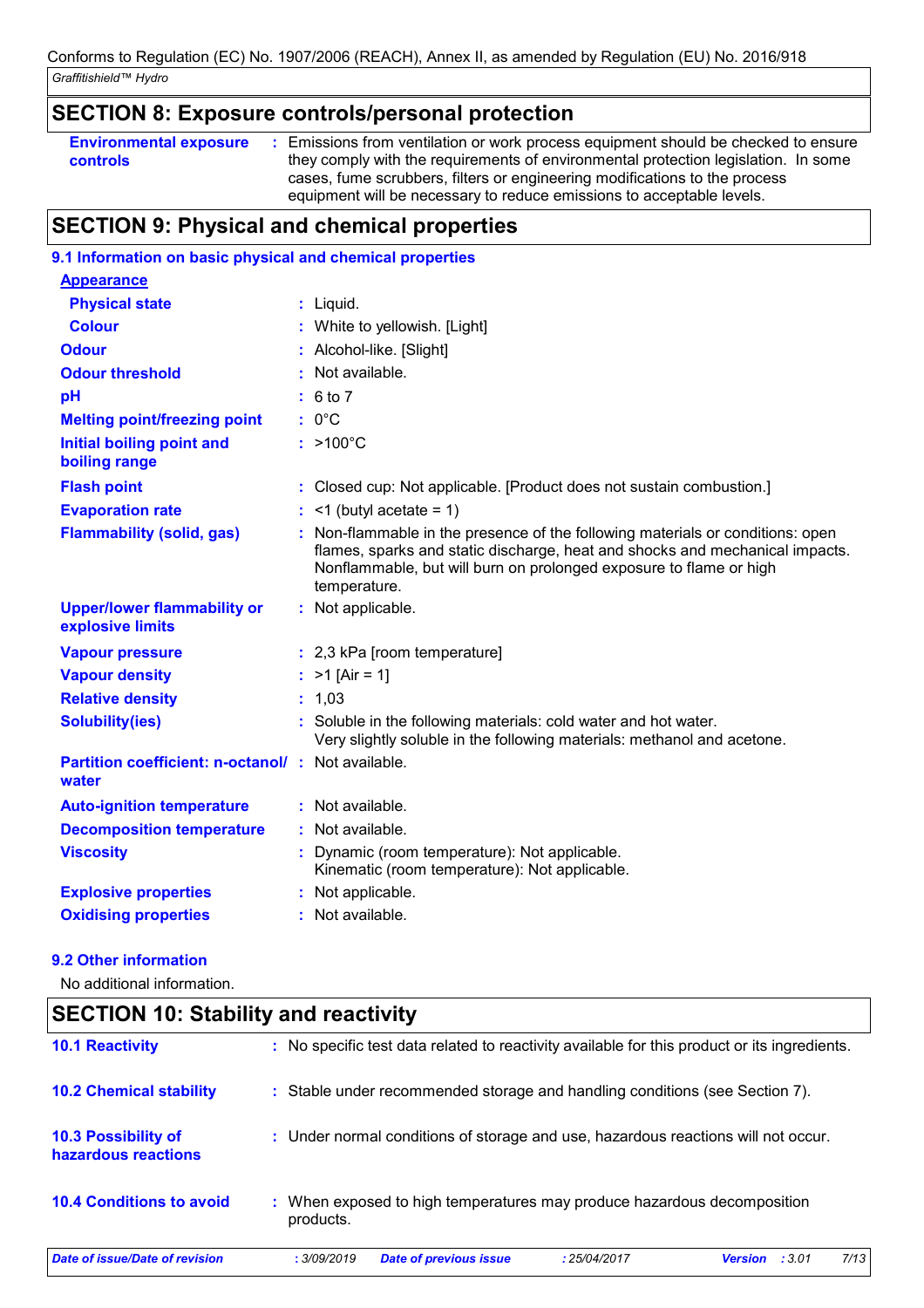## SECTION 8: Exposure controls/personal protection

| | |
|---|---|
| **Environmental exposure controls** | : Emissions from ventilation or work process equipment should be checked to ensure they comply with the requirements of environmental protection legislation. In some cases, fume scrubbers, filters or engineering modifications to the process equipment will be necessary to reduce emissions to acceptable levels. |

## SECTION 9: Physical and chemical properties

### 9.1 Information on basic physical and chemical properties

**Appearance**

| | |
|---|---|
| **Physical state** | : Liquid. |
| **Colour** | : White to yellowish. [Light] |
| **Odour** | : Alcohol-like. [Slight] |
| **Odour threshold** | : Not available. |
| **pH** | : 6 to 7 |
| **Melting point/freezing point** | : 0°C |
| **Initial boiling point and boiling range** | : >100°C |
| **Flash point** | : Closed cup: Not applicable. [Product does not sustain combustion.] |
| **Evaporation rate** | : <1 (butyl acetate = 1) |
| **Flammability (solid, gas)** | : Non-flammable in the presence of the following materials or conditions: open flames, sparks and static discharge, heat and shocks and mechanical impacts. Nonflammable, but will burn on prolonged exposure to flame or high temperature. |
| **Upper/lower flammability or explosive limits** | : Not applicable. |
| **Vapour pressure** | : 2,3 kPa [room temperature] |
| **Vapour density** | : >1 [Air = 1] |
| **Relative density** | : 1,03 |
| **Solubility(ies)** | : Soluble in the following materials: cold water and hot water. Very slightly soluble in the following materials: methanol and acetone. |
| **Partition coefficient: n-octanol/ water** | : Not available. |
| **Auto-ignition temperature** | : Not available. |
| **Decomposition temperature** | : Not available. |
| **Viscosity** | : Dynamic (room temperature): Not applicable. Kinematic (room temperature): Not applicable. |
| **Explosive properties** | : Not applicable. |
| **Oxidising properties** | : Not available. |

### 9.2 Other information

No additional information.

## SECTION 10: Stability and reactivity

| | |
|---|---|
| **10.1 Reactivity** | : No specific test data related to reactivity available for this product or its ingredients. |
| **10.2 Chemical stability** | : Stable under recommended storage and handling conditions (see Section 7). |
| **10.3 Possibility of hazardous reactions** | : Under normal conditions of storage and use, hazardous reactions will not occur. |
| **10.4 Conditions to avoid** | : When exposed to high temperatures may produce hazardous decomposition products. |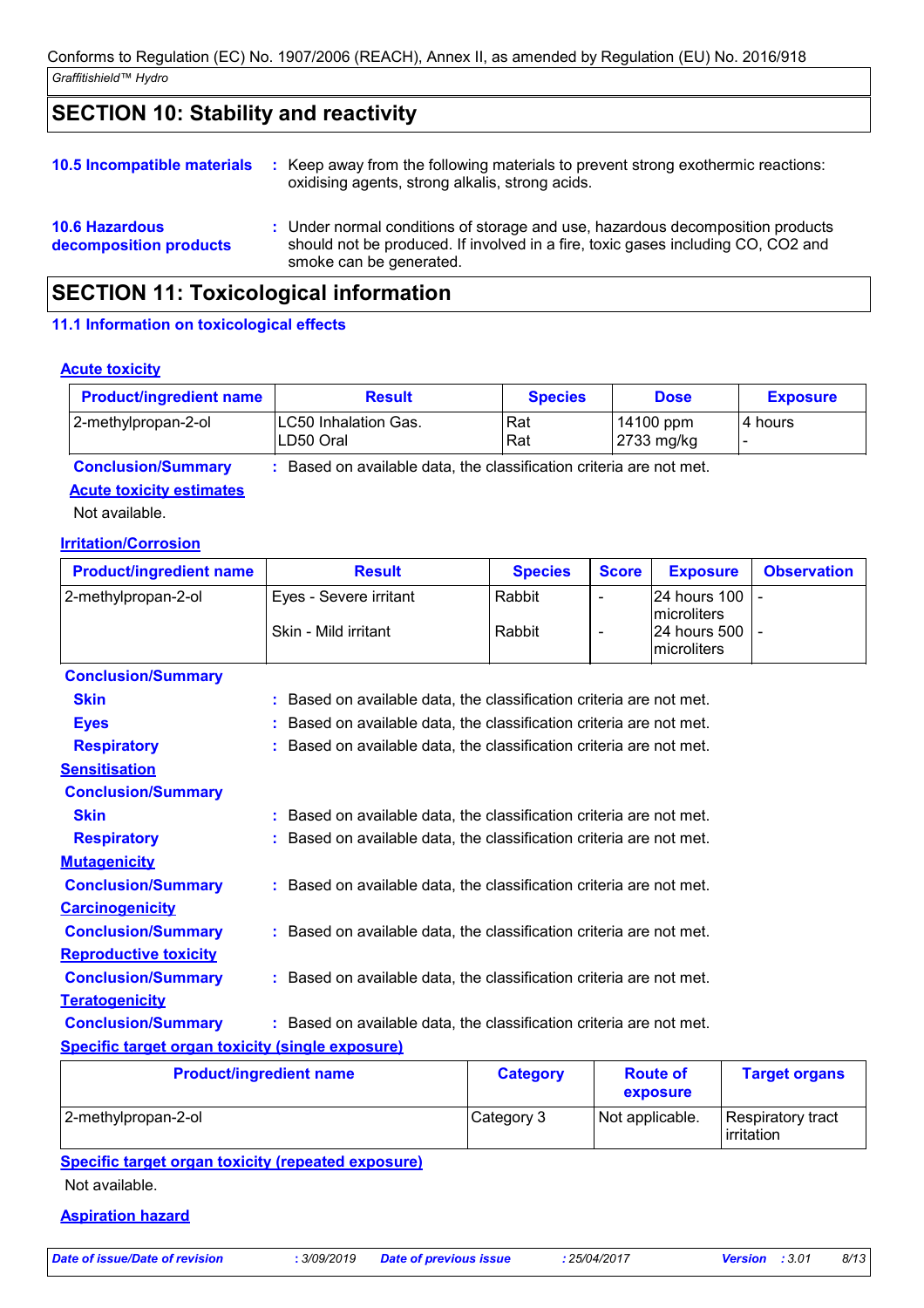## SECTION 10: Stability and reactivity

**10.5 Incompatible materials** : Keep away from the following materials to prevent strong exothermic reactions: oxidising agents, strong alkalis, strong acids.

**10.6 Hazardous decomposition products** : Under normal conditions of storage and use, hazardous decomposition products should not be produced. If involved in a fire, toxic gases including CO, CO2 and smoke can be generated.

## SECTION 11: Toxicological information

### 11.1 Information on toxicological effects

**Acute toxicity**

| Product/ingredient name | Result | Species | Dose | Exposure |
|---|---|---|---|---|
| 2-methylpropan-2-ol | LC50 Inhalation Gas.<br>LD50 Oral | Rat<br>Rat | 14100 ppm<br>2733 mg/kg | 4 hours<br>- |

**Conclusion/Summary** : Based on available data, the classification criteria are not met.

**Acute toxicity estimates**

Not available.

**Irritation/Corrosion**

| Product/ingredient name | Result | Species | Score | Exposure | Observation |
|---|---|---|---|---|---|
| 2-methylpropan-2-ol | Eyes - Severe irritant | Rabbit | - | 24 hours 100 microliters | - |
| | Skin - Mild irritant | Rabbit | - | 24 hours 500 microliters | - |

**Conclusion/Summary**

**Skin** : Based on available data, the classification criteria are not met.

**Eyes** : Based on available data, the classification criteria are not met.

**Respiratory** : Based on available data, the classification criteria are not met.

**Sensitisation**

**Conclusion/Summary**

**Skin** : Based on available data, the classification criteria are not met.

**Respiratory** : Based on available data, the classification criteria are not met.

**Mutagenicity**

**Conclusion/Summary** : Based on available data, the classification criteria are not met.

**Carcinogenicity**

**Conclusion/Summary** : Based on available data, the classification criteria are not met.

**Reproductive toxicity**

**Conclusion/Summary** : Based on available data, the classification criteria are not met.

**Teratogenicity**

**Conclusion/Summary** : Based on available data, the classification criteria are not met.

**Specific target organ toxicity (single exposure)**

| Product/ingredient name | Category | Route of exposure | Target organs |
|---|---|---|---|
| 2-methylpropan-2-ol | Category 3 | Not applicable. | Respiratory tract irritation |

**Specific target organ toxicity (repeated exposure)**

Not available.

**Aspiration hazard**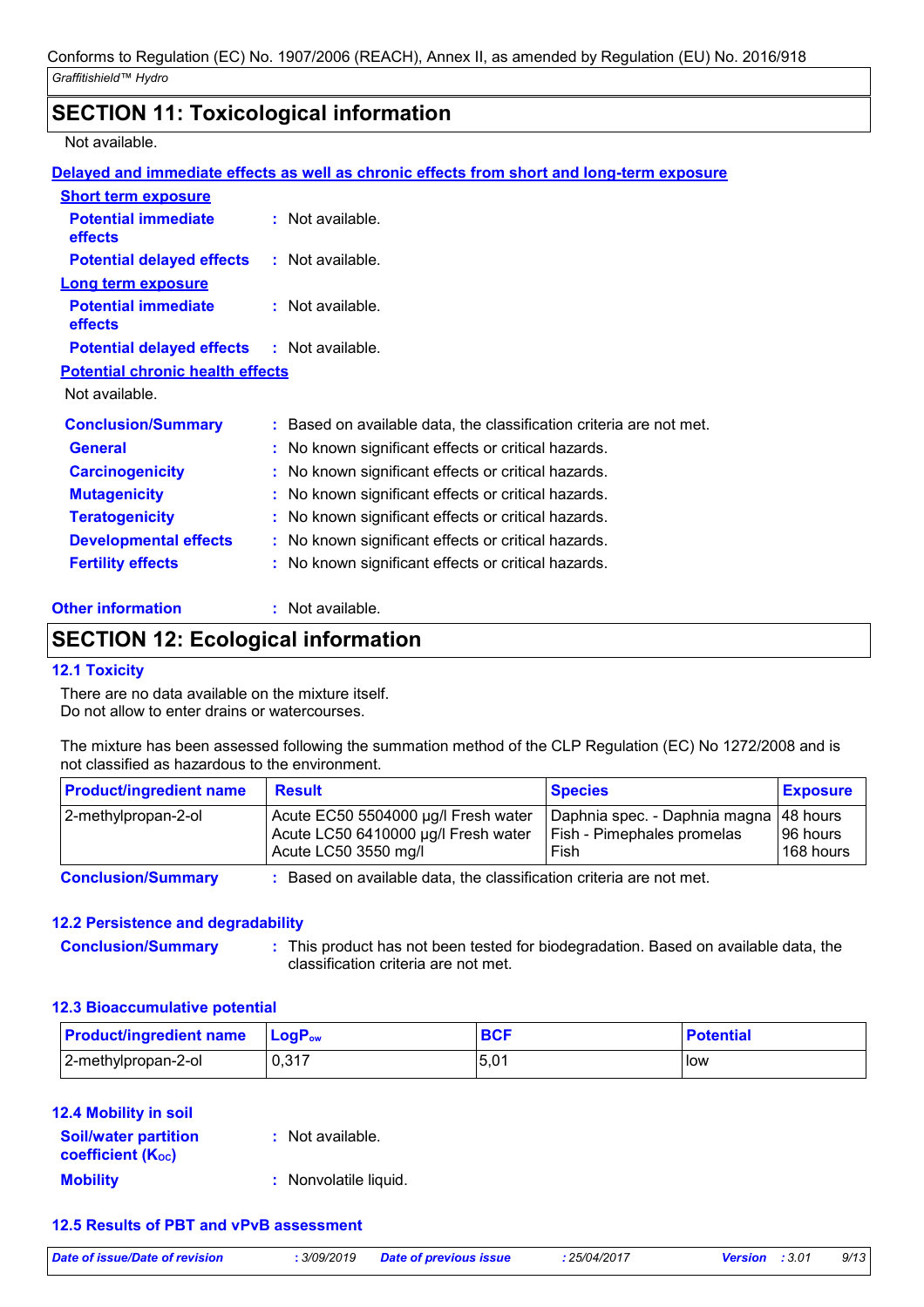## SECTION 11: Toxicological information

Not available.

**Delayed and immediate effects as well as chronic effects from short and long-term exposure**

**Short term exposure**

**Potential immediate effects** : Not available.

**Potential delayed effects** : Not available.

**Long term exposure**

**Potential immediate effects** : Not available.

**Potential delayed effects** : Not available.

**Potential chronic health effects**

Not available.

**Conclusion/Summary** : Based on available data, the classification criteria are not met.

**General** : No known significant effects or critical hazards.

**Carcinogenicity** : No known significant effects or critical hazards.

**Mutagenicity** : No known significant effects or critical hazards.

**Teratogenicity** : No known significant effects or critical hazards.

**Developmental effects** : No known significant effects or critical hazards.

**Fertility effects** : No known significant effects or critical hazards.

**Other information** : Not available.

## SECTION 12: Ecological information

### 12.1 Toxicity

There are no data available on the mixture itself.
Do not allow to enter drains or watercourses.

The mixture has been assessed following the summation method of the CLP Regulation (EC) No 1272/2008 and is not classified as hazardous to the environment.

| Product/ingredient name | Result | Species | Exposure |
|---|---|---|---|
| 2-methylpropan-2-ol | Acute EC50 5504000 µg/l Fresh water<br>Acute LC50 6410000 µg/l Fresh water<br>Acute LC50 3550 mg/l | Daphnia spec. - Daphnia magna<br>Fish - Pimephales promelas<br>Fish | 48 hours<br>96 hours<br>168 hours |

**Conclusion/Summary** : Based on available data, the classification criteria are not met.

### 12.2 Persistence and degradability

**Conclusion/Summary** : This product has not been tested for biodegradation. Based on available data, the classification criteria are not met.

### 12.3 Bioaccumulative potential

| Product/ingredient name | $LogP_{ow}$ | BCF | Potential |
|---|---|---|---|
| 2-methylpropan-2-ol | 0,317 | 5,01 | low |

### 12.4 Mobility in soil

**Soil/water partition coefficient ($K_{OC}$)** : Not available.

**Mobility** : Nonvolatile liquid.

### 12.5 Results of PBT and vPvB assessment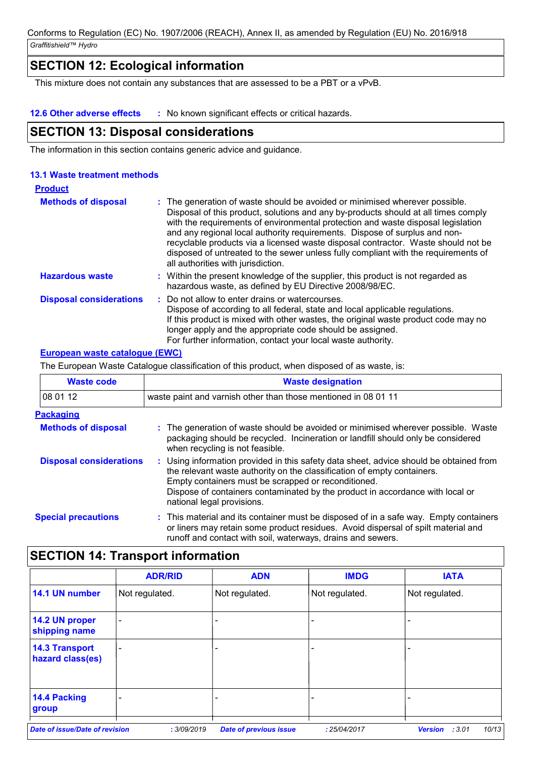## SECTION 12: Ecological information

This mixture does not contain any substances that are assessed to be a PBT or a vPvB.

**12.6 Other adverse effects** : No known significant effects or critical hazards.

## SECTION 13: Disposal considerations

The information in this section contains generic advice and guidance.

### 13.1 Waste treatment methods

**Product**

**Methods of disposal** : The generation of waste should be avoided or minimised wherever possible. Disposal of this product, solutions and any by-products should at all times comply with the requirements of environmental protection and waste disposal legislation and any regional local authority requirements. Dispose of surplus and non-recyclable products via a licensed waste disposal contractor. Waste should not be disposed of untreated to the sewer unless fully compliant with the requirements of all authorities with jurisdiction.

**Hazardous waste** : Within the present knowledge of the supplier, this product is not regarded as hazardous waste, as defined by EU Directive 2008/98/EC.

**Disposal considerations** : Do not allow to enter drains or watercourses.
Dispose of according to all federal, state and local applicable regulations.
If this product is mixed with other wastes, the original waste product code may no longer apply and the appropriate code should be assigned.
For further information, contact your local waste authority.

**European waste catalogue (EWC)**

The European Waste Catalogue classification of this product, when disposed of as waste, is:

| Waste code | Waste designation |
|---|---|
| 08 01 12 | waste paint and varnish other than those mentioned in 08 01 11 |

**Packaging**

**Methods of disposal** : The generation of waste should be avoided or minimised wherever possible. Waste packaging should be recycled. Incineration or landfill should only be considered when recycling is not feasible.

**Disposal considerations** : Using information provided in this safety data sheet, advice should be obtained from the relevant waste authority on the classification of empty containers.
Empty containers must be scrapped or reconditioned.
Dispose of containers contaminated by the product in accordance with local or national legal provisions.

**Special precautions** : This material and its container must be disposed of in a safe way. Empty containers or liners may retain some product residues. Avoid dispersal of spilt material and runoff and contact with soil, waterways, drains and sewers.

## SECTION 14: Transport information

| | ADR/RID | ADN | IMDG | IATA |
|---|---|---|---|---|
| 14.1 UN number | Not regulated. | Not regulated. | Not regulated. | Not regulated. |
| 14.2 UN proper shipping name | - | - | - | - |
| 14.3 Transport hazard class(es) | - | - | - | - |
| 14.4 Packing group | - | - | - | - |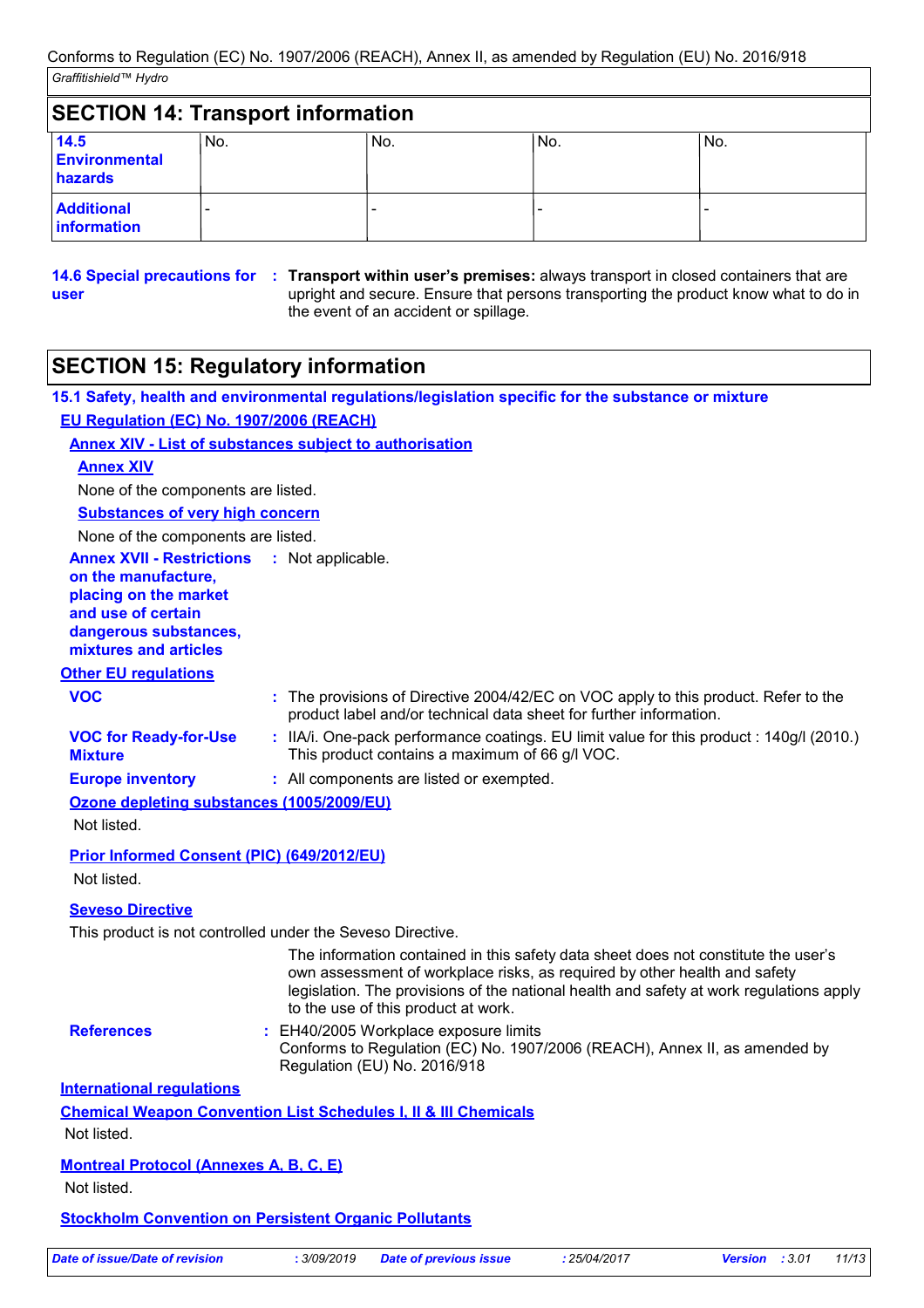## SECTION 14: Transport information

| | | | | |
|---|---|---|---|---|
| **14.5 Environmental hazards** | No. | No. | No. | No. |
| **Additional information** | - | - | - | - |

**14.6 Special precautions for user** : **Transport within user's premises:** always transport in closed containers that are upright and secure. Ensure that persons transporting the product know what to do in the event of an accident or spillage.

## SECTION 15: Regulatory information

### 15.1 Safety, health and environmental regulations/legislation specific for the substance or mixture

**EU Regulation (EC) No. 1907/2006 (REACH)**

**Annex XIV - List of substances subject to authorisation**

**Annex XIV**

None of the components are listed.

**Substances of very high concern**

None of the components are listed.

**Annex XVII - Restrictions on the manufacture, placing on the market and use of certain dangerous substances, mixtures and articles** : Not applicable.

**Other EU regulations**

**VOC** : The provisions of Directive 2004/42/EC on VOC apply to this product. Refer to the product label and/or technical data sheet for further information.

**VOC for Ready-for-Use Mixture** : IIA/i. One-pack performance coatings. EU limit value for this product : 140g/l (2010.) This product contains a maximum of 66 g/l VOC.

**Europe inventory** : All components are listed or exempted.

**Ozone depleting substances (1005/2009/EU)**

Not listed.

**Prior Informed Consent (PIC) (649/2012/EU)**

Not listed.

**Seveso Directive**

This product is not controlled under the Seveso Directive.

The information contained in this safety data sheet does not constitute the user's own assessment of workplace risks, as required by other health and safety legislation. The provisions of the national health and safety at work regulations apply to the use of this product at work.

**References** : EH40/2005 Workplace exposure limits
Conforms to Regulation (EC) No. 1907/2006 (REACH), Annex II, as amended by Regulation (EU) No. 2016/918

**International regulations**

**Chemical Weapon Convention List Schedules I, II & III Chemicals**

Not listed.

**Montreal Protocol (Annexes A, B, C, E)**

Not listed.

**Stockholm Convention on Persistent Organic Pollutants**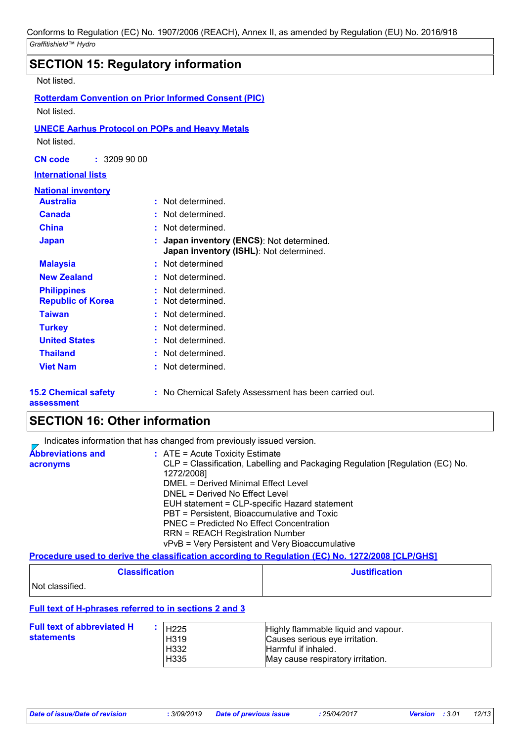## SECTION 15: Regulatory information

Not listed.

**Rotterdam Convention on Prior Informed Consent (PIC)**

Not listed.

**UNECE Aarhus Protocol on POPs and Heavy Metals**

Not listed.

**CN code** : 3209 90 00

**International lists**

**National inventory**

| | |
|---|---|
| **Australia** | : Not determined. |
| **Canada** | : Not determined. |
| **China** | : Not determined. |
| **Japan** | : **Japan inventory (ENCS)**: Not determined.<br>**Japan inventory (ISHL)**: Not determined. |
| **Malaysia** | : Not determined |
| **New Zealand** | : Not determined. |
| **Philippines** | : Not determined. |
| **Republic of Korea** | : Not determined. |
| **Taiwan** | : Not determined. |
| **Turkey** | : Not determined. |
| **United States** | : Not determined. |
| **Thailand** | : Not determined. |
| **Viet Nam** | : Not determined. |

**15.2 Chemical safety assessment** : No Chemical Safety Assessment has been carried out.

## SECTION 16: Other information

Indicates information that has changed from previously issued version.

**Abbreviations and acronyms** :
ATE = Acute Toxicity Estimate
CLP = Classification, Labelling and Packaging Regulation [Regulation (EC) No. 1272/2008]
DMEL = Derived Minimal Effect Level
DNEL = Derived No Effect Level
EUH statement = CLP-specific Hazard statement
PBT = Persistent, Bioaccumulative and Toxic
PNEC = Predicted No Effect Concentration
RRN = REACH Registration Number
vPvB = Very Persistent and Very Bioaccumulative

**Procedure used to derive the classification according to Regulation (EC) No. 1272/2008 [CLP/GHS]**

| Classification | Justification |
|---|---|
| Not classified. | |

**Full text of H-phrases referred to in sections 2 and 3**

**Full text of abbreviated H statements** :

| | |
|---|---|
| H225 | Highly flammable liquid and vapour. |
| H319 | Causes serious eye irritation. |
| H332 | Harmful if inhaled. |
| H335 | May cause respiratory irritation. |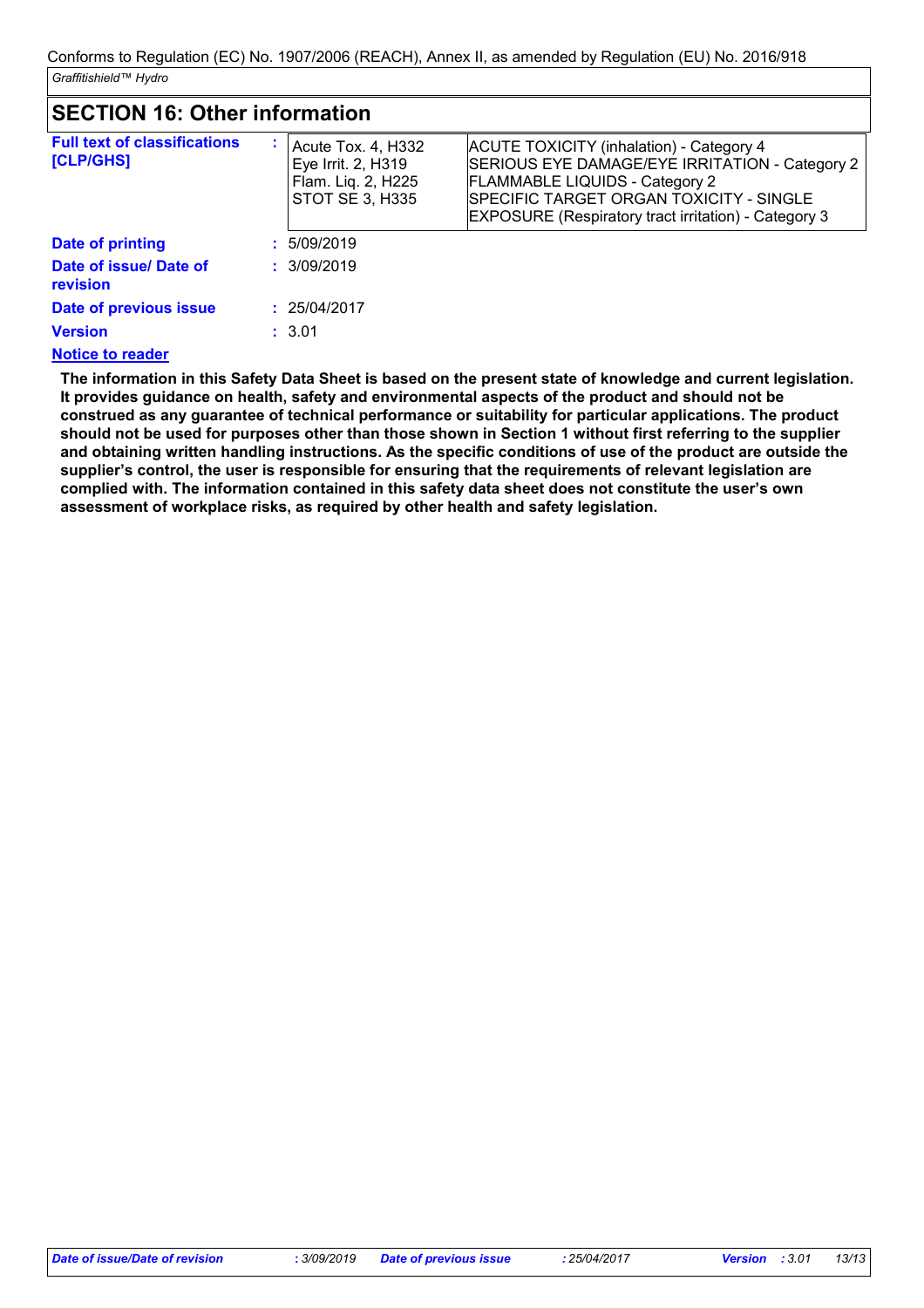## SECTION 16: Other information

| | | | |
|---|---|---|---|
| **Full text of classifications [CLP/GHS]** | : | Acute Tox. 4, H332<br>Eye Irrit. 2, H319<br>Flam. Liq. 2, H225<br>STOT SE 3, H335 | ACUTE TOXICITY (inhalation) - Category 4<br>SERIOUS EYE DAMAGE/EYE IRRITATION - Category 2<br>FLAMMABLE LIQUIDS - Category 2<br>SPECIFIC TARGET ORGAN TOXICITY - SINGLE EXPOSURE (Respiratory tract irritation) - Category 3 |

**Date of printing** : 5/09/2019

**Date of issue/ Date of revision** : 3/09/2019

**Date of previous issue** : 25/04/2017

**Version** : 3.01

**Notice to reader**

**The information in this Safety Data Sheet is based on the present state of knowledge and current legislation. It provides guidance on health, safety and environmental aspects of the product and should not be construed as any guarantee of technical performance or suitability for particular applications. The product should not be used for purposes other than those shown in Section 1 without first referring to the supplier and obtaining written handling instructions. As the specific conditions of use of the product are outside the supplier's control, the user is responsible for ensuring that the requirements of relevant legislation are complied with. The information contained in this safety data sheet does not constitute the user's own assessment of workplace risks, as required by other health and safety legislation.**